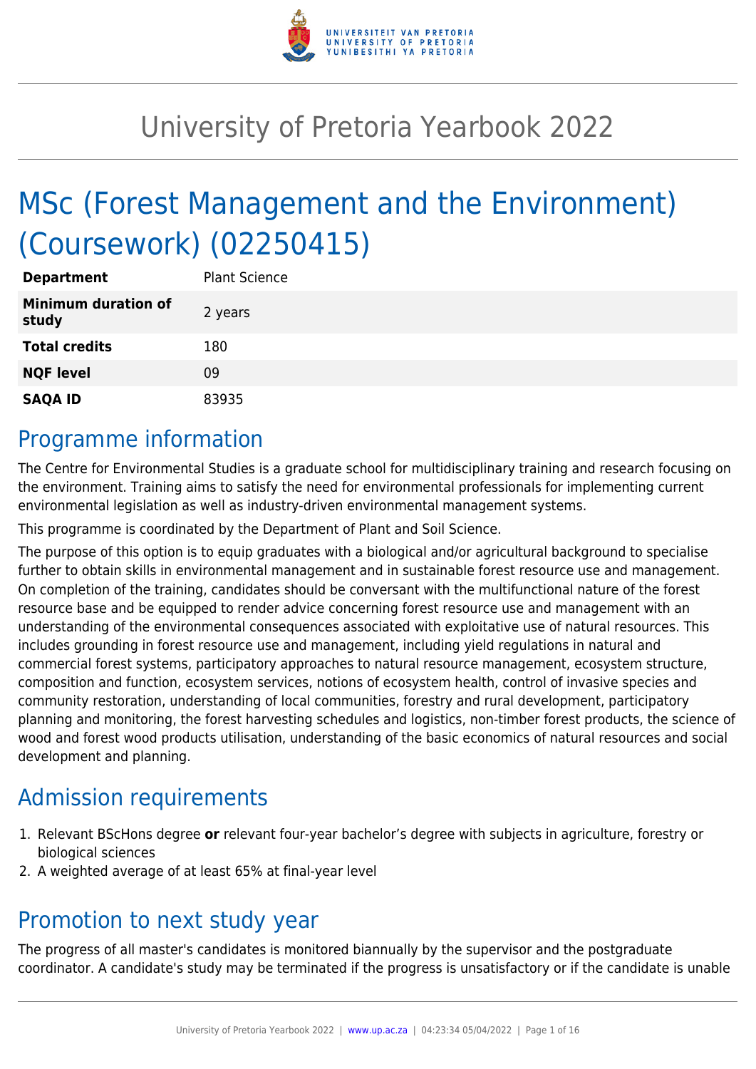# University of Pretoria Yearbook 2022

# MSc (Forest Management and the Environment) (Coursework) (02250415)

| | |
|---|---|
| **Department** | Plant Science |
| **Minimum duration of study** | 2 years |
| **Total credits** | 180 |
| **NQF level** | 09 |
| **SAQA ID** | 83935 |

## Programme information

The Centre for Environmental Studies is a graduate school for multidisciplinary training and research focusing on the environment. Training aims to satisfy the need for environmental professionals for implementing current environmental legislation as well as industry-driven environmental management systems.

This programme is coordinated by the Department of Plant and Soil Science.

The purpose of this option is to equip graduates with a biological and/or agricultural background to specialise further to obtain skills in environmental management and in sustainable forest resource use and management. On completion of the training, candidates should be conversant with the multifunctional nature of the forest resource base and be equipped to render advice concerning forest resource use and management with an understanding of the environmental consequences associated with exploitative use of natural resources. This includes grounding in forest resource use and management, including yield regulations in natural and commercial forest systems, participatory approaches to natural resource management, ecosystem structure, composition and function, ecosystem services, notions of ecosystem health, control of invasive species and community restoration, understanding of local communities, forestry and rural development, participatory planning and monitoring, the forest harvesting schedules and logistics, non-timber forest products, the science of wood and forest wood products utilisation, understanding of the basic economics of natural resources and social development and planning.

## Admission requirements

1. Relevant BScHons degree **or** relevant four-year bachelor's degree with subjects in agriculture, forestry or biological sciences
2. A weighted average of at least 65% at final-year level

## Promotion to next study year

The progress of all master's candidates is monitored biannually by the supervisor and the postgraduate coordinator. A candidate's study may be terminated if the progress is unsatisfactory or if the candidate is unable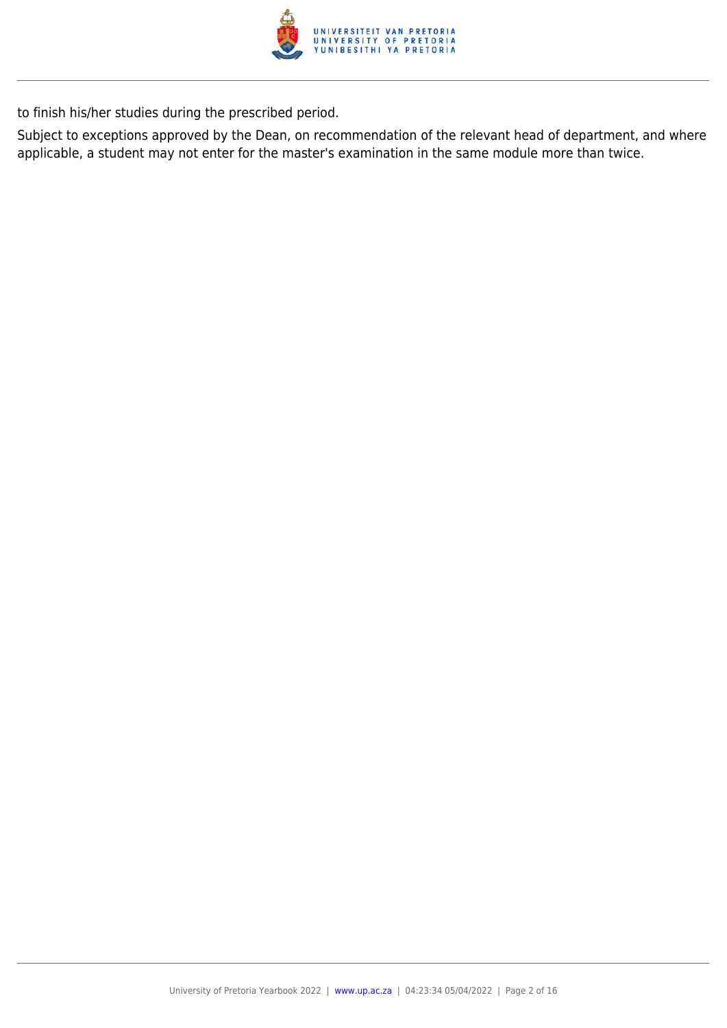to finish his/her studies during the prescribed period.

Subject to exceptions approved by the Dean, on recommendation of the relevant head of department, and where applicable, a student may not enter for the master's examination in the same module more than twice.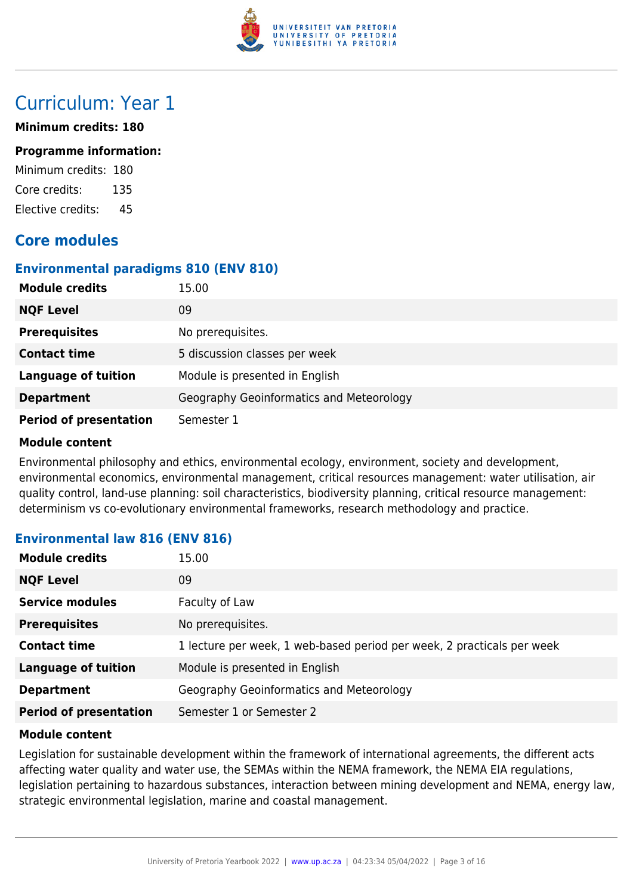# Curriculum: Year 1

**Minimum credits: 180**

**Programme information:**

Minimum credits: 180
Core credits: 135
Elective credits: 45

## Core modules

### Environmental paradigms 810 (ENV 810)

| | |
|---|---|
| **Module credits** | 15.00 |
| **NQF Level** | 09 |
| **Prerequisites** | No prerequisites. |
| **Contact time** | 5 discussion classes per week |
| **Language of tuition** | Module is presented in English |
| **Department** | Geography Geoinformatics and Meteorology |
| **Period of presentation** | Semester 1 |

**Module content**

Environmental philosophy and ethics, environmental ecology, environment, society and development, environmental economics, environmental management, critical resources management: water utilisation, air quality control, land-use planning: soil characteristics, biodiversity planning, critical resource management: determinism vs co-evolutionary environmental frameworks, research methodology and practice.

### Environmental law 816 (ENV 816)

| | |
|---|---|
| **Module credits** | 15.00 |
| **NQF Level** | 09 |
| **Service modules** | Faculty of Law |
| **Prerequisites** | No prerequisites. |
| **Contact time** | 1 lecture per week, 1 web-based period per week, 2 practicals per week |
| **Language of tuition** | Module is presented in English |
| **Department** | Geography Geoinformatics and Meteorology |
| **Period of presentation** | Semester 1 or Semester 2 |

**Module content**

Legislation for sustainable development within the framework of international agreements, the different acts affecting water quality and water use, the SEMAs within the NEMA framework, the NEMA EIA regulations, legislation pertaining to hazardous substances, interaction between mining development and NEMA, energy law, strategic environmental legislation, marine and coastal management.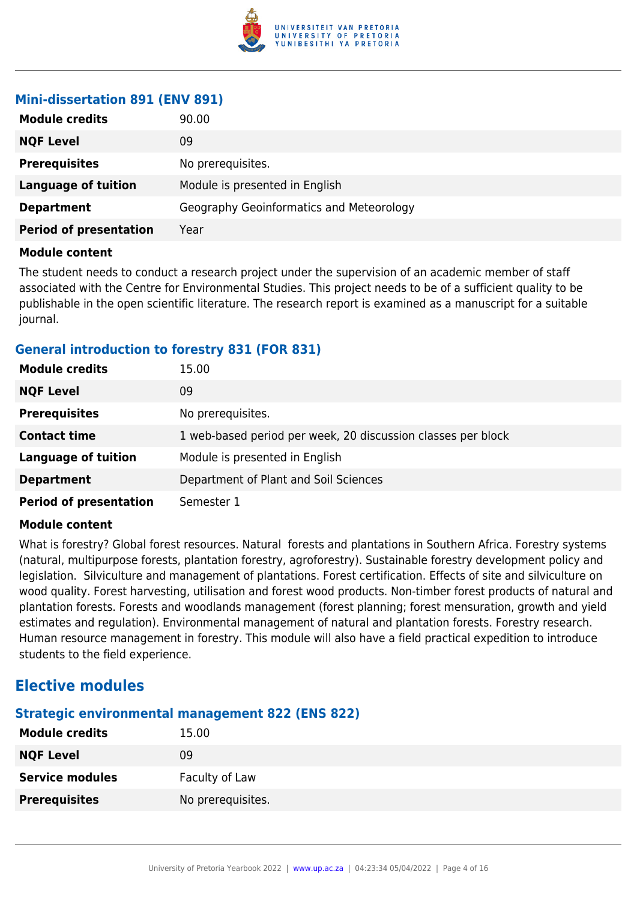### Mini-dissertation 891 (ENV 891)

| | |
|---|---|
| **Module credits** | 90.00 |
| **NQF Level** | 09 |
| **Prerequisites** | No prerequisites. |
| **Language of tuition** | Module is presented in English |
| **Department** | Geography Geoinformatics and Meteorology |
| **Period of presentation** | Year |

**Module content**

The student needs to conduct a research project under the supervision of an academic member of staff associated with the Centre for Environmental Studies. This project needs to be of a sufficient quality to be publishable in the open scientific literature. The research report is examined as a manuscript for a suitable journal.

### General introduction to forestry 831 (FOR 831)

| | |
|---|---|
| **Module credits** | 15.00 |
| **NQF Level** | 09 |
| **Prerequisites** | No prerequisites. |
| **Contact time** | 1 web-based period per week, 20 discussion classes per block |
| **Language of tuition** | Module is presented in English |
| **Department** | Department of Plant and Soil Sciences |
| **Period of presentation** | Semester 1 |

**Module content**

What is forestry? Global forest resources. Natural forests and plantations in Southern Africa. Forestry systems (natural, multipurpose forests, plantation forestry, agroforestry). Sustainable forestry development policy and legislation. Silviculture and management of plantations. Forest certification. Effects of site and silviculture on wood quality. Forest harvesting, utilisation and forest wood products. Non-timber forest products of natural and plantation forests. Forests and woodlands management (forest planning; forest mensuration, growth and yield estimates and regulation). Environmental management of natural and plantation forests. Forestry research. Human resource management in forestry. This module will also have a field practical expedition to introduce students to the field experience.

## Elective modules

### Strategic environmental management 822 (ENS 822)

| | |
|---|---|
| **Module credits** | 15.00 |
| **NQF Level** | 09 |
| **Service modules** | Faculty of Law |
| **Prerequisites** | No prerequisites. |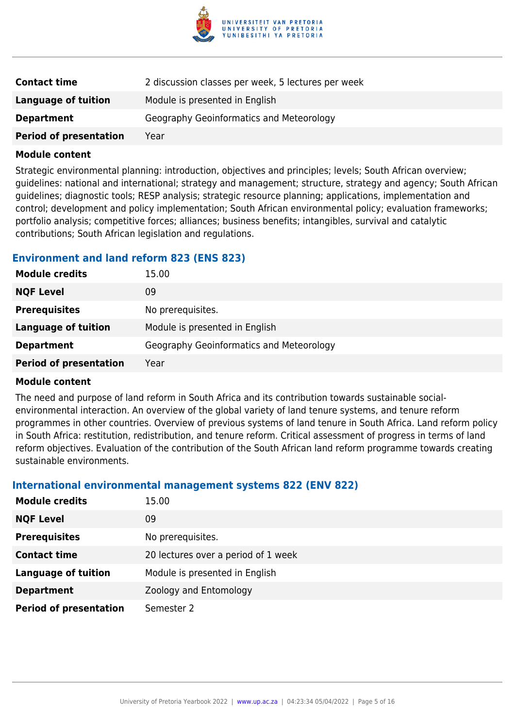| | |
|---|---|
| **Contact time** | 2 discussion classes per week, 5 lectures per week |
| **Language of tuition** | Module is presented in English |
| **Department** | Geography Geoinformatics and Meteorology |
| **Period of presentation** | Year |

**Module content**

Strategic environmental planning: introduction, objectives and principles; levels; South African overview; guidelines: national and international; strategy and management; structure, strategy and agency; South African guidelines; diagnostic tools; RESP analysis; strategic resource planning; applications, implementation and control; development and policy implementation; South African environmental policy; evaluation frameworks; portfolio analysis; competitive forces; alliances; business benefits; intangibles, survival and catalytic contributions; South African legislation and regulations.

### Environment and land reform 823 (ENS 823)

| | |
|---|---|
| **Module credits** | 15.00 |
| **NQF Level** | 09 |
| **Prerequisites** | No prerequisites. |
| **Language of tuition** | Module is presented in English |
| **Department** | Geography Geoinformatics and Meteorology |
| **Period of presentation** | Year |

**Module content**

The need and purpose of land reform in South Africa and its contribution towards sustainable social-environmental interaction. An overview of the global variety of land tenure systems, and tenure reform programmes in other countries. Overview of previous systems of land tenure in South Africa. Land reform policy in South Africa: restitution, redistribution, and tenure reform. Critical assessment of progress in terms of land reform objectives. Evaluation of the contribution of the South African land reform programme towards creating sustainable environments.

### International environmental management systems 822 (ENV 822)

| | |
|---|---|
| **Module credits** | 15.00 |
| **NQF Level** | 09 |
| **Prerequisites** | No prerequisites. |
| **Contact time** | 20 lectures over a period of 1 week |
| **Language of tuition** | Module is presented in English |
| **Department** | Zoology and Entomology |
| **Period of presentation** | Semester 2 |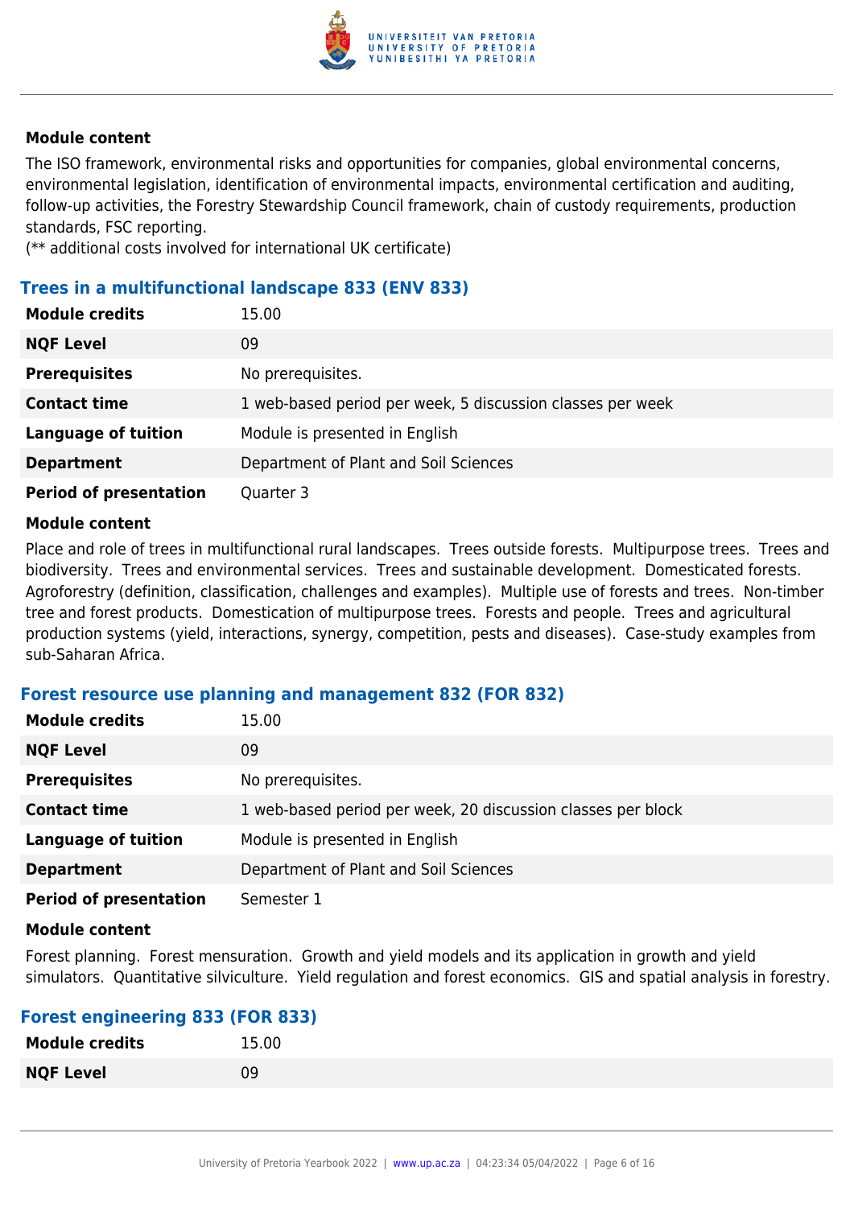#### Module content

The ISO framework, environmental risks and opportunities for companies, global environmental concerns, environmental legislation, identification of environmental impacts, environmental certification and auditing, follow-up activities, the Forestry Stewardship Council framework, chain of custody requirements, production standards, FSC reporting.

(** additional costs involved for international UK certificate)

### Trees in a multifunctional landscape 833 (ENV 833)

| | |
|---|---|
| **Module credits** | 15.00 |
| **NQF Level** | 09 |
| **Prerequisites** | No prerequisites. |
| **Contact time** | 1 web-based period per week, 5 discussion classes per week |
| **Language of tuition** | Module is presented in English |
| **Department** | Department of Plant and Soil Sciences |
| **Period of presentation** | Quarter 3 |

#### Module content

Place and role of trees in multifunctional rural landscapes. Trees outside forests. Multipurpose trees. Trees and biodiversity. Trees and environmental services. Trees and sustainable development. Domesticated forests. Agroforestry (definition, classification, challenges and examples). Multiple use of forests and trees. Non-timber tree and forest products. Domestication of multipurpose trees. Forests and people. Trees and agricultural production systems (yield, interactions, synergy, competition, pests and diseases). Case-study examples from sub-Saharan Africa.

### Forest resource use planning and management 832 (FOR 832)

| | |
|---|---|
| **Module credits** | 15.00 |
| **NQF Level** | 09 |
| **Prerequisites** | No prerequisites. |
| **Contact time** | 1 web-based period per week, 20 discussion classes per block |
| **Language of tuition** | Module is presented in English |
| **Department** | Department of Plant and Soil Sciences |
| **Period of presentation** | Semester 1 |

#### Module content

Forest planning. Forest mensuration. Growth and yield models and its application in growth and yield simulators. Quantitative silviculture. Yield regulation and forest economics. GIS and spatial analysis in forestry.

### Forest engineering 833 (FOR 833)

| | |
|---|---|
| **Module credits** | 15.00 |
| **NQF Level** | 09 |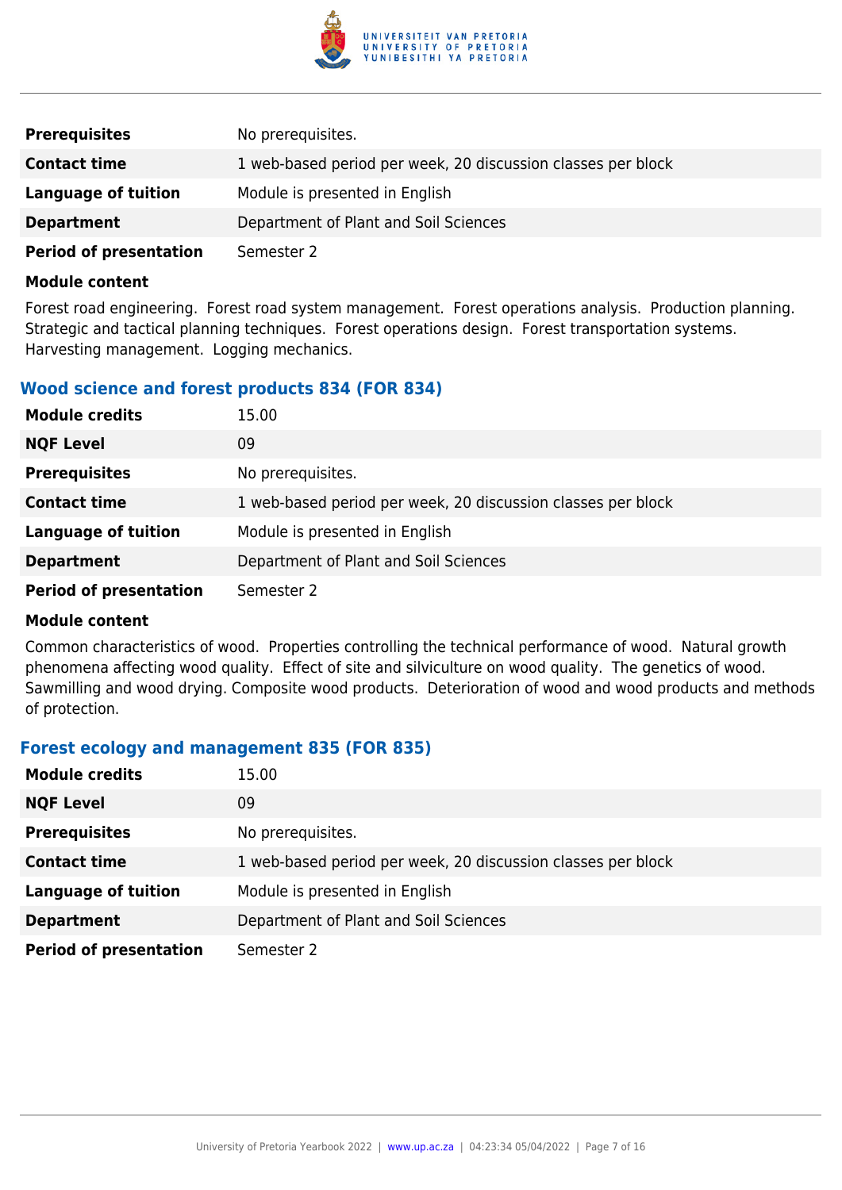| | |
|---|---|
| **Prerequisites** | No prerequisites. |
| **Contact time** | 1 web-based period per week, 20 discussion classes per block |
| **Language of tuition** | Module is presented in English |
| **Department** | Department of Plant and Soil Sciences |
| **Period of presentation** | Semester 2 |

**Module content**

Forest road engineering. Forest road system management. Forest operations analysis. Production planning. Strategic and tactical planning techniques. Forest operations design. Forest transportation systems. Harvesting management. Logging mechanics.

### Wood science and forest products 834 (FOR 834)

| | |
|---|---|
| **Module credits** | 15.00 |
| **NQF Level** | 09 |
| **Prerequisites** | No prerequisites. |
| **Contact time** | 1 web-based period per week, 20 discussion classes per block |
| **Language of tuition** | Module is presented in English |
| **Department** | Department of Plant and Soil Sciences |
| **Period of presentation** | Semester 2 |

**Module content**

Common characteristics of wood. Properties controlling the technical performance of wood. Natural growth phenomena affecting wood quality. Effect of site and silviculture on wood quality. The genetics of wood. Sawmilling and wood drying. Composite wood products. Deterioration of wood and wood products and methods of protection.

### Forest ecology and management 835 (FOR 835)

| | |
|---|---|
| **Module credits** | 15.00 |
| **NQF Level** | 09 |
| **Prerequisites** | No prerequisites. |
| **Contact time** | 1 web-based period per week, 20 discussion classes per block |
| **Language of tuition** | Module is presented in English |
| **Department** | Department of Plant and Soil Sciences |
| **Period of presentation** | Semester 2 |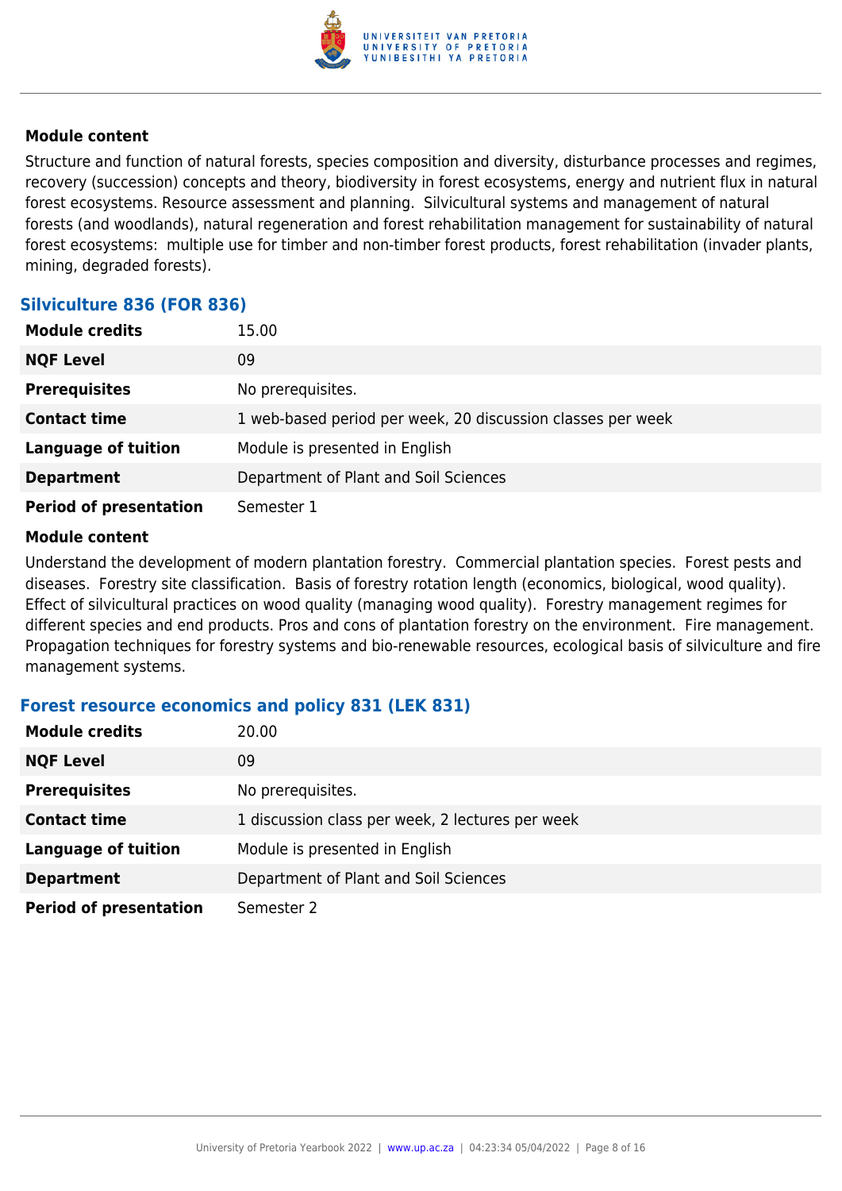#### Module content

Structure and function of natural forests, species composition and diversity, disturbance processes and regimes, recovery (succession) concepts and theory, biodiversity in forest ecosystems, energy and nutrient flux in natural forest ecosystems. Resource assessment and planning. Silvicultural systems and management of natural forests (and woodlands), natural regeneration and forest rehabilitation management for sustainability of natural forest ecosystems: multiple use for timber and non-timber forest products, forest rehabilitation (invader plants, mining, degraded forests).

### Silviculture 836 (FOR 836)

| | |
|---|---|
| **Module credits** | 15.00 |
| **NQF Level** | 09 |
| **Prerequisites** | No prerequisites. |
| **Contact time** | 1 web-based period per week, 20 discussion classes per week |
| **Language of tuition** | Module is presented in English |
| **Department** | Department of Plant and Soil Sciences |
| **Period of presentation** | Semester 1 |

#### Module content

Understand the development of modern plantation forestry. Commercial plantation species. Forest pests and diseases. Forestry site classification. Basis of forestry rotation length (economics, biological, wood quality). Effect of silvicultural practices on wood quality (managing wood quality). Forestry management regimes for different species and end products. Pros and cons of plantation forestry on the environment. Fire management. Propagation techniques for forestry systems and bio-renewable resources, ecological basis of silviculture and fire management systems.

### Forest resource economics and policy 831 (LEK 831)

| | |
|---|---|
| **Module credits** | 20.00 |
| **NQF Level** | 09 |
| **Prerequisites** | No prerequisites. |
| **Contact time** | 1 discussion class per week, 2 lectures per week |
| **Language of tuition** | Module is presented in English |
| **Department** | Department of Plant and Soil Sciences |
| **Period of presentation** | Semester 2 |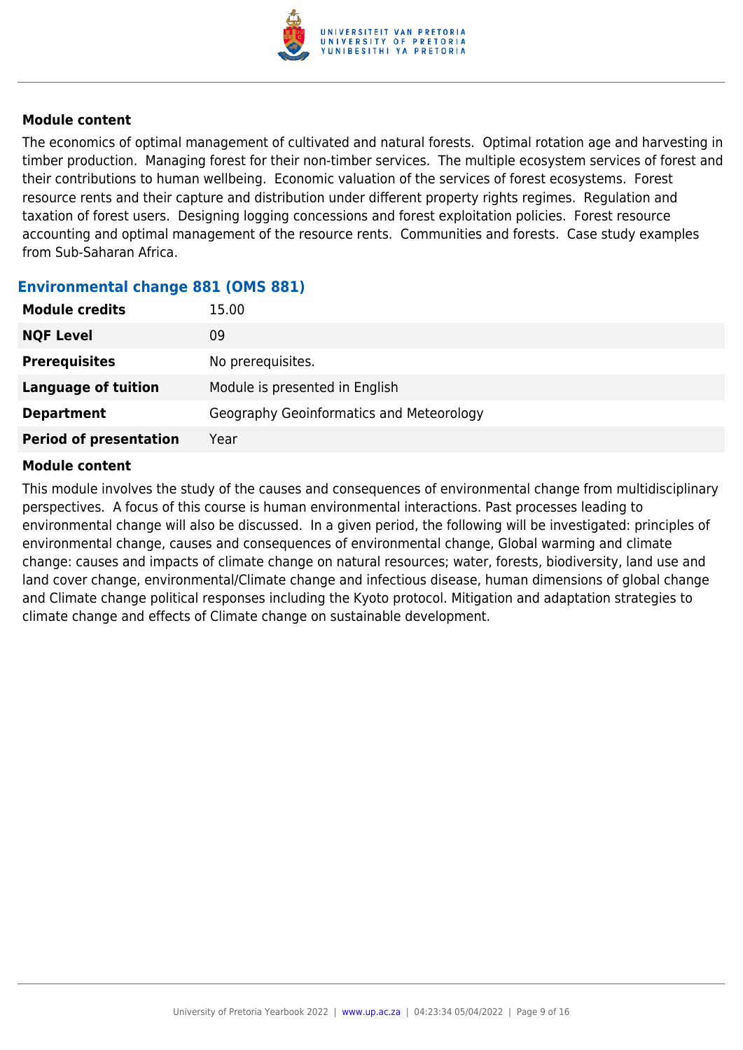**Module content**

The economics of optimal management of cultivated and natural forests. Optimal rotation age and harvesting in timber production. Managing forest for their non-timber services. The multiple ecosystem services of forest and their contributions to human wellbeing. Economic valuation of the services of forest ecosystems. Forest resource rents and their capture and distribution under different property rights regimes. Regulation and taxation of forest users. Designing logging concessions and forest exploitation policies. Forest resource accounting and optimal management of the resource rents. Communities and forests. Case study examples from Sub-Saharan Africa.

### Environmental change 881 (OMS 881)

| | |
|---|---|
| **Module credits** | 15.00 |
| **NQF Level** | 09 |
| **Prerequisites** | No prerequisites. |
| **Language of tuition** | Module is presented in English |
| **Department** | Geography Geoinformatics and Meteorology |
| **Period of presentation** | Year |

**Module content**

This module involves the study of the causes and consequences of environmental change from multidisciplinary perspectives. A focus of this course is human environmental interactions. Past processes leading to environmental change will also be discussed. In a given period, the following will be investigated: principles of environmental change, causes and consequences of environmental change, Global warming and climate change: causes and impacts of climate change on natural resources; water, forests, biodiversity, land use and land cover change, environmental/Climate change and infectious disease, human dimensions of global change and Climate change political responses including the Kyoto protocol. Mitigation and adaptation strategies to climate change and effects of Climate change on sustainable development.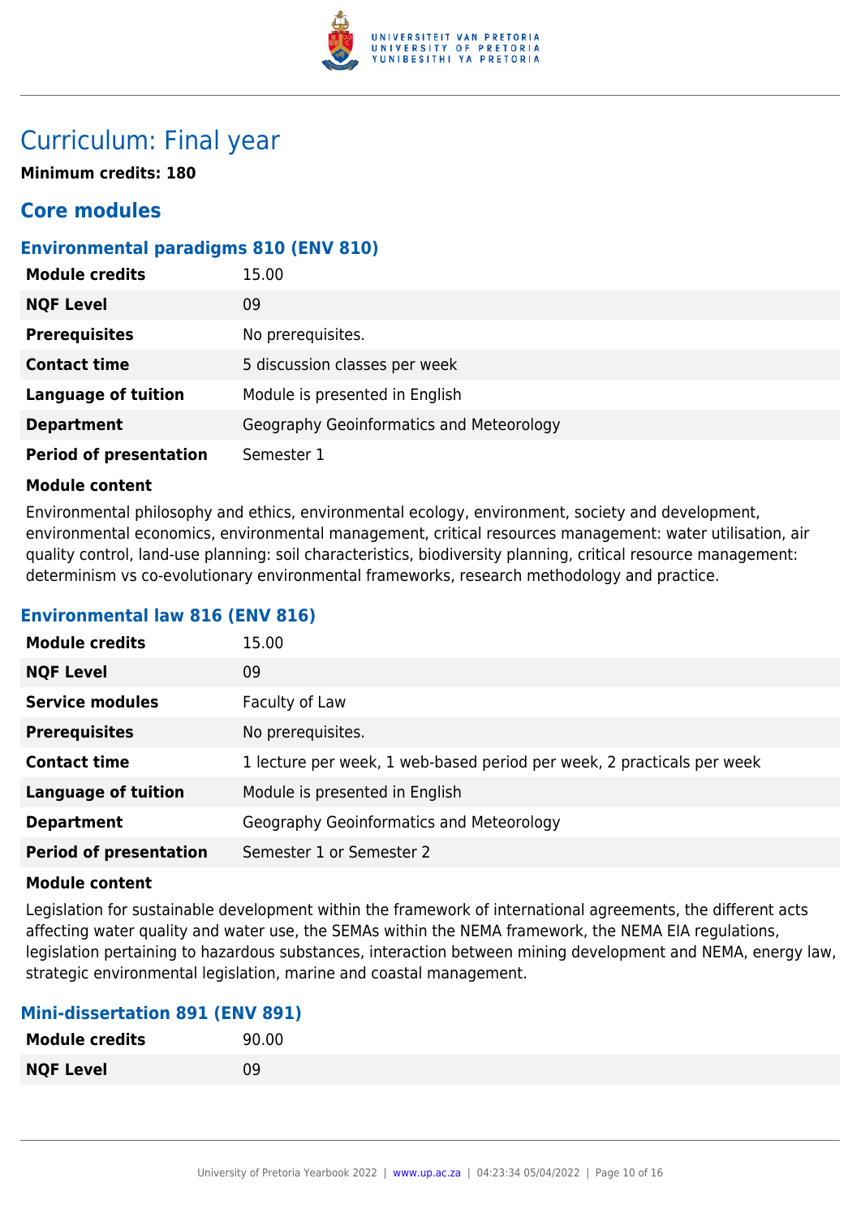# Curriculum: Final year

**Minimum credits: 180**

## Core modules

### Environmental paradigms 810 (ENV 810)

| | |
|---|---|
| **Module credits** | 15.00 |
| **NQF Level** | 09 |
| **Prerequisites** | No prerequisites. |
| **Contact time** | 5 discussion classes per week |
| **Language of tuition** | Module is presented in English |
| **Department** | Geography Geoinformatics and Meteorology |
| **Period of presentation** | Semester 1 |

**Module content**

Environmental philosophy and ethics, environmental ecology, environment, society and development, environmental economics, environmental management, critical resources management: water utilisation, air quality control, land-use planning: soil characteristics, biodiversity planning, critical resource management: determinism vs co-evolutionary environmental frameworks, research methodology and practice.

### Environmental law 816 (ENV 816)

| | |
|---|---|
| **Module credits** | 15.00 |
| **NQF Level** | 09 |
| **Service modules** | Faculty of Law |
| **Prerequisites** | No prerequisites. |
| **Contact time** | 1 lecture per week, 1 web-based period per week, 2 practicals per week |
| **Language of tuition** | Module is presented in English |
| **Department** | Geography Geoinformatics and Meteorology |
| **Period of presentation** | Semester 1 or Semester 2 |

**Module content**

Legislation for sustainable development within the framework of international agreements, the different acts affecting water quality and water use, the SEMAs within the NEMA framework, the NEMA EIA regulations, legislation pertaining to hazardous substances, interaction between mining development and NEMA, energy law, strategic environmental legislation, marine and coastal management.

### Mini-dissertation 891 (ENV 891)

| | |
|---|---|
| **Module credits** | 90.00 |
| **NQF Level** | 09 |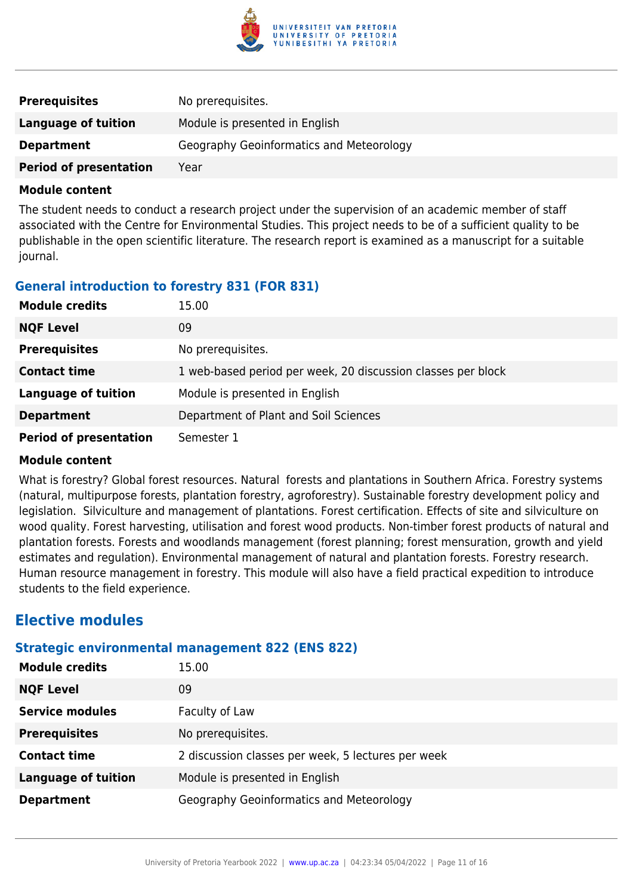| | |
|---|---|
| **Prerequisites** | No prerequisites. |
| **Language of tuition** | Module is presented in English |
| **Department** | Geography Geoinformatics and Meteorology |
| **Period of presentation** | Year |

**Module content**

The student needs to conduct a research project under the supervision of an academic member of staff associated with the Centre for Environmental Studies. This project needs to be of a sufficient quality to be publishable in the open scientific literature. The research report is examined as a manuscript for a suitable journal.

### General introduction to forestry 831 (FOR 831)

| | |
|---|---|
| **Module credits** | 15.00 |
| **NQF Level** | 09 |
| **Prerequisites** | No prerequisites. |
| **Contact time** | 1 web-based period per week, 20 discussion classes per block |
| **Language of tuition** | Module is presented in English |
| **Department** | Department of Plant and Soil Sciences |
| **Period of presentation** | Semester 1 |

**Module content**

What is forestry? Global forest resources. Natural forests and plantations in Southern Africa. Forestry systems (natural, multipurpose forests, plantation forestry, agroforestry). Sustainable forestry development policy and legislation. Silviculture and management of plantations. Forest certification. Effects of site and silviculture on wood quality. Forest harvesting, utilisation and forest wood products. Non-timber forest products of natural and plantation forests. Forests and woodlands management (forest planning; forest mensuration, growth and yield estimates and regulation). Environmental management of natural and plantation forests. Forestry research. Human resource management in forestry. This module will also have a field practical expedition to introduce students to the field experience.

## Elective modules

### Strategic environmental management 822 (ENS 822)

| | |
|---|---|
| **Module credits** | 15.00 |
| **NQF Level** | 09 |
| **Service modules** | Faculty of Law |
| **Prerequisites** | No prerequisites. |
| **Contact time** | 2 discussion classes per week, 5 lectures per week |
| **Language of tuition** | Module is presented in English |
| **Department** | Geography Geoinformatics and Meteorology |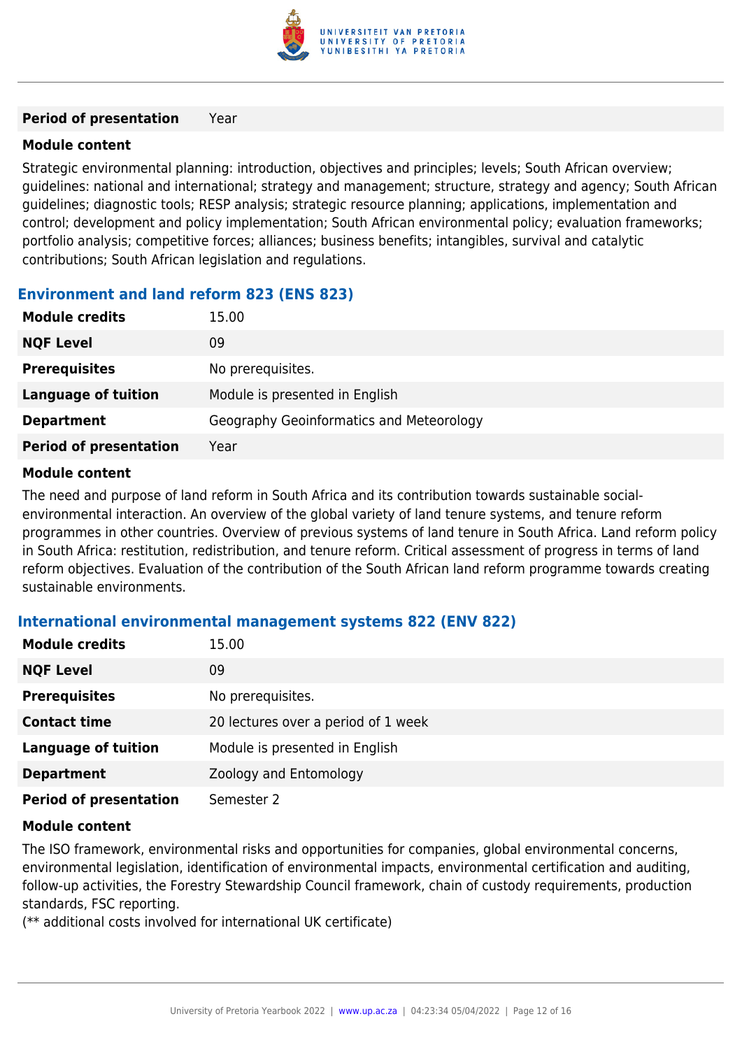| **Period of presentation** | Year |
|---|---|

**Module content**

Strategic environmental planning: introduction, objectives and principles; levels; South African overview; guidelines: national and international; strategy and management; structure, strategy and agency; South African guidelines; diagnostic tools; RESP analysis; strategic resource planning; applications, implementation and control; development and policy implementation; South African environmental policy; evaluation frameworks; portfolio analysis; competitive forces; alliances; business benefits; intangibles, survival and catalytic contributions; South African legislation and regulations.

### Environment and land reform 823 (ENS 823)

| **Module credits** | 15.00 |
|---|---|
| **NQF Level** | 09 |
| **Prerequisites** | No prerequisites. |
| **Language of tuition** | Module is presented in English |
| **Department** | Geography Geoinformatics and Meteorology |
| **Period of presentation** | Year |

**Module content**

The need and purpose of land reform in South Africa and its contribution towards sustainable social-environmental interaction. An overview of the global variety of land tenure systems, and tenure reform programmes in other countries. Overview of previous systems of land tenure in South Africa. Land reform policy in South Africa: restitution, redistribution, and tenure reform. Critical assessment of progress in terms of land reform objectives. Evaluation of the contribution of the South African land reform programme towards creating sustainable environments.

### International environmental management systems 822 (ENV 822)

| **Module credits** | 15.00 |
|---|---|
| **NQF Level** | 09 |
| **Prerequisites** | No prerequisites. |
| **Contact time** | 20 lectures over a period of 1 week |
| **Language of tuition** | Module is presented in English |
| **Department** | Zoology and Entomology |
| **Period of presentation** | Semester 2 |

**Module content**

The ISO framework, environmental risks and opportunities for companies, global environmental concerns, environmental legislation, identification of environmental impacts, environmental certification and auditing, follow-up activities, the Forestry Stewardship Council framework, chain of custody requirements, production standards, FSC reporting.
(** additional costs involved for international UK certificate)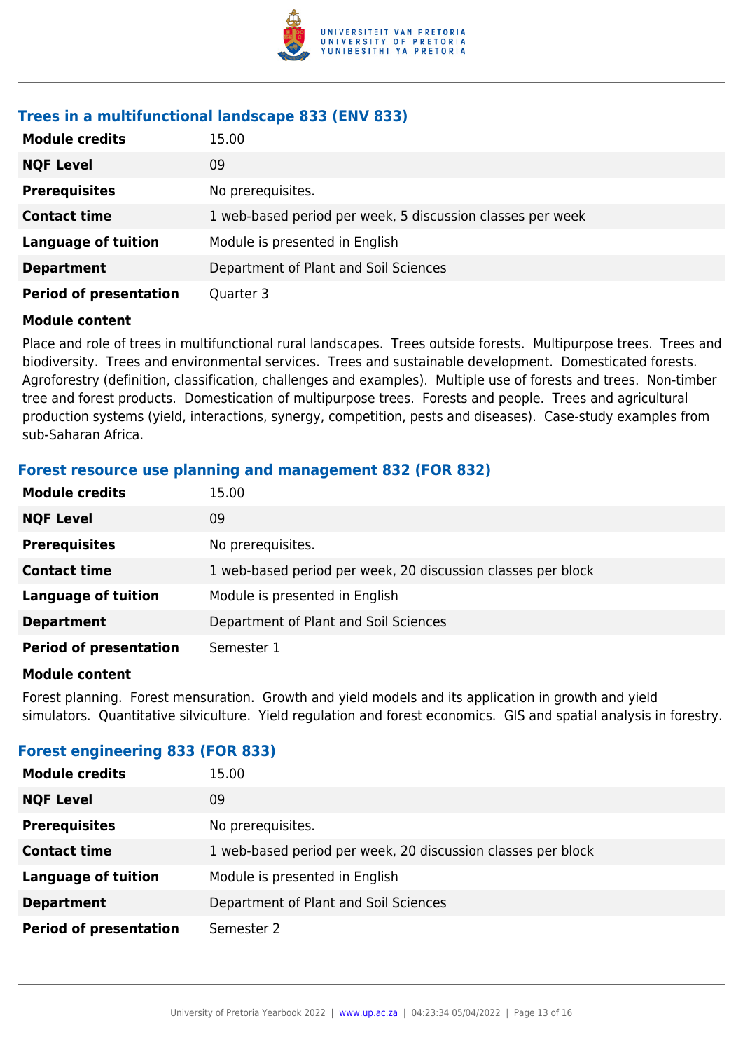### Trees in a multifunctional landscape 833 (ENV 833)

| | |
|---|---|
| **Module credits** | 15.00 |
| **NQF Level** | 09 |
| **Prerequisites** | No prerequisites. |
| **Contact time** | 1 web-based period per week, 5 discussion classes per week |
| **Language of tuition** | Module is presented in English |
| **Department** | Department of Plant and Soil Sciences |
| **Period of presentation** | Quarter 3 |

**Module content**

Place and role of trees in multifunctional rural landscapes. Trees outside forests. Multipurpose trees. Trees and biodiversity. Trees and environmental services. Trees and sustainable development. Domesticated forests. Agroforestry (definition, classification, challenges and examples). Multiple use of forests and trees. Non-timber tree and forest products. Domestication of multipurpose trees. Forests and people. Trees and agricultural production systems (yield, interactions, synergy, competition, pests and diseases). Case-study examples from sub-Saharan Africa.

### Forest resource use planning and management 832 (FOR 832)

| | |
|---|---|
| **Module credits** | 15.00 |
| **NQF Level** | 09 |
| **Prerequisites** | No prerequisites. |
| **Contact time** | 1 web-based period per week, 20 discussion classes per block |
| **Language of tuition** | Module is presented in English |
| **Department** | Department of Plant and Soil Sciences |
| **Period of presentation** | Semester 1 |

**Module content**

Forest planning. Forest mensuration. Growth and yield models and its application in growth and yield simulators. Quantitative silviculture. Yield regulation and forest economics. GIS and spatial analysis in forestry.

### Forest engineering 833 (FOR 833)

| | |
|---|---|
| **Module credits** | 15.00 |
| **NQF Level** | 09 |
| **Prerequisites** | No prerequisites. |
| **Contact time** | 1 web-based period per week, 20 discussion classes per block |
| **Language of tuition** | Module is presented in English |
| **Department** | Department of Plant and Soil Sciences |
| **Period of presentation** | Semester 2 |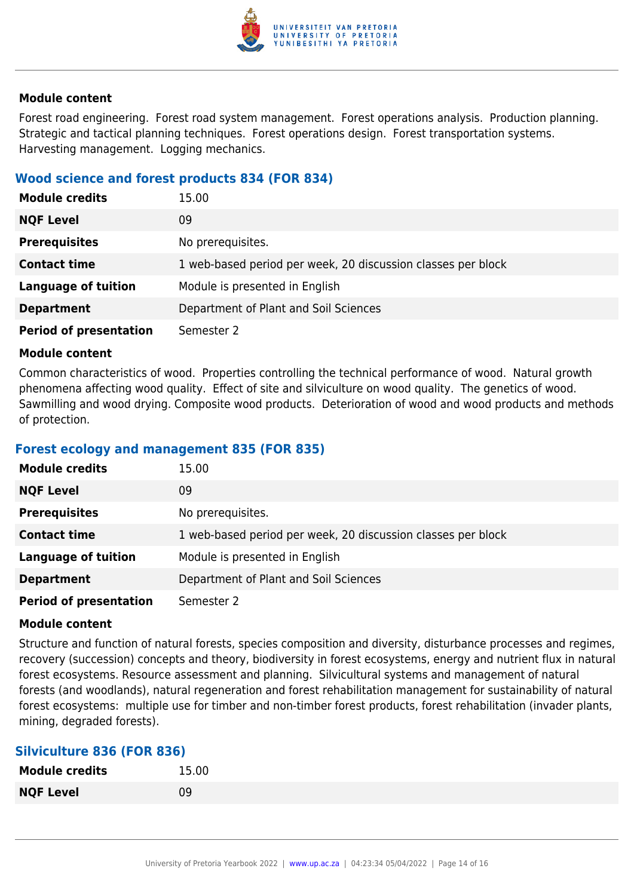#### Module content

Forest road engineering. Forest road system management. Forest operations analysis. Production planning. Strategic and tactical planning techniques. Forest operations design. Forest transportation systems. Harvesting management. Logging mechanics.

### Wood science and forest products 834 (FOR 834)

| | |
|---|---|
| **Module credits** | 15.00 |
| **NQF Level** | 09 |
| **Prerequisites** | No prerequisites. |
| **Contact time** | 1 web-based period per week, 20 discussion classes per block |
| **Language of tuition** | Module is presented in English |
| **Department** | Department of Plant and Soil Sciences |
| **Period of presentation** | Semester 2 |

#### Module content

Common characteristics of wood. Properties controlling the technical performance of wood. Natural growth phenomena affecting wood quality. Effect of site and silviculture on wood quality. The genetics of wood. Sawmilling and wood drying. Composite wood products. Deterioration of wood and wood products and methods of protection.

### Forest ecology and management 835 (FOR 835)

| | |
|---|---|
| **Module credits** | 15.00 |
| **NQF Level** | 09 |
| **Prerequisites** | No prerequisites. |
| **Contact time** | 1 web-based period per week, 20 discussion classes per block |
| **Language of tuition** | Module is presented in English |
| **Department** | Department of Plant and Soil Sciences |
| **Period of presentation** | Semester 2 |

#### Module content

Structure and function of natural forests, species composition and diversity, disturbance processes and regimes, recovery (succession) concepts and theory, biodiversity in forest ecosystems, energy and nutrient flux in natural forest ecosystems. Resource assessment and planning. Silvicultural systems and management of natural forests (and woodlands), natural regeneration and forest rehabilitation management for sustainability of natural forest ecosystems: multiple use for timber and non-timber forest products, forest rehabilitation (invader plants, mining, degraded forests).

### Silviculture 836 (FOR 836)

| | |
|---|---|
| **Module credits** | 15.00 |
| **NQF Level** | 09 |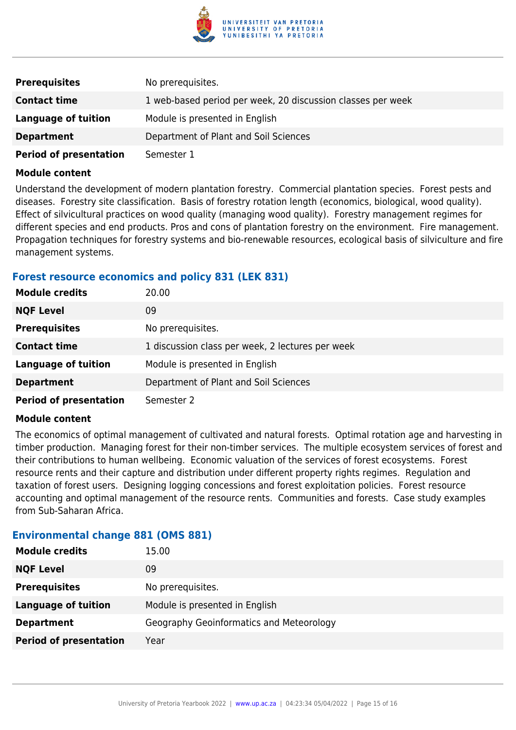| | |
|---|---|
| **Prerequisites** | No prerequisites. |
| **Contact time** | 1 web-based period per week, 20 discussion classes per week |
| **Language of tuition** | Module is presented in English |
| **Department** | Department of Plant and Soil Sciences |
| **Period of presentation** | Semester 1 |

**Module content**

Understand the development of modern plantation forestry. Commercial plantation species. Forest pests and diseases. Forestry site classification. Basis of forestry rotation length (economics, biological, wood quality). Effect of silvicultural practices on wood quality (managing wood quality). Forestry management regimes for different species and end products. Pros and cons of plantation forestry on the environment. Fire management. Propagation techniques for forestry systems and bio-renewable resources, ecological basis of silviculture and fire management systems.

### Forest resource economics and policy 831 (LEK 831)

| | |
|---|---|
| **Module credits** | 20.00 |
| **NQF Level** | 09 |
| **Prerequisites** | No prerequisites. |
| **Contact time** | 1 discussion class per week, 2 lectures per week |
| **Language of tuition** | Module is presented in English |
| **Department** | Department of Plant and Soil Sciences |
| **Period of presentation** | Semester 2 |

**Module content**

The economics of optimal management of cultivated and natural forests. Optimal rotation age and harvesting in timber production. Managing forest for their non-timber services. The multiple ecosystem services of forest and their contributions to human wellbeing. Economic valuation of the services of forest ecosystems. Forest resource rents and their capture and distribution under different property rights regimes. Regulation and taxation of forest users. Designing logging concessions and forest exploitation policies. Forest resource accounting and optimal management of the resource rents. Communities and forests. Case study examples from Sub-Saharan Africa.

### Environmental change 881 (OMS 881)

| | |
|---|---|
| **Module credits** | 15.00 |
| **NQF Level** | 09 |
| **Prerequisites** | No prerequisites. |
| **Language of tuition** | Module is presented in English |
| **Department** | Geography Geoinformatics and Meteorology |
| **Period of presentation** | Year |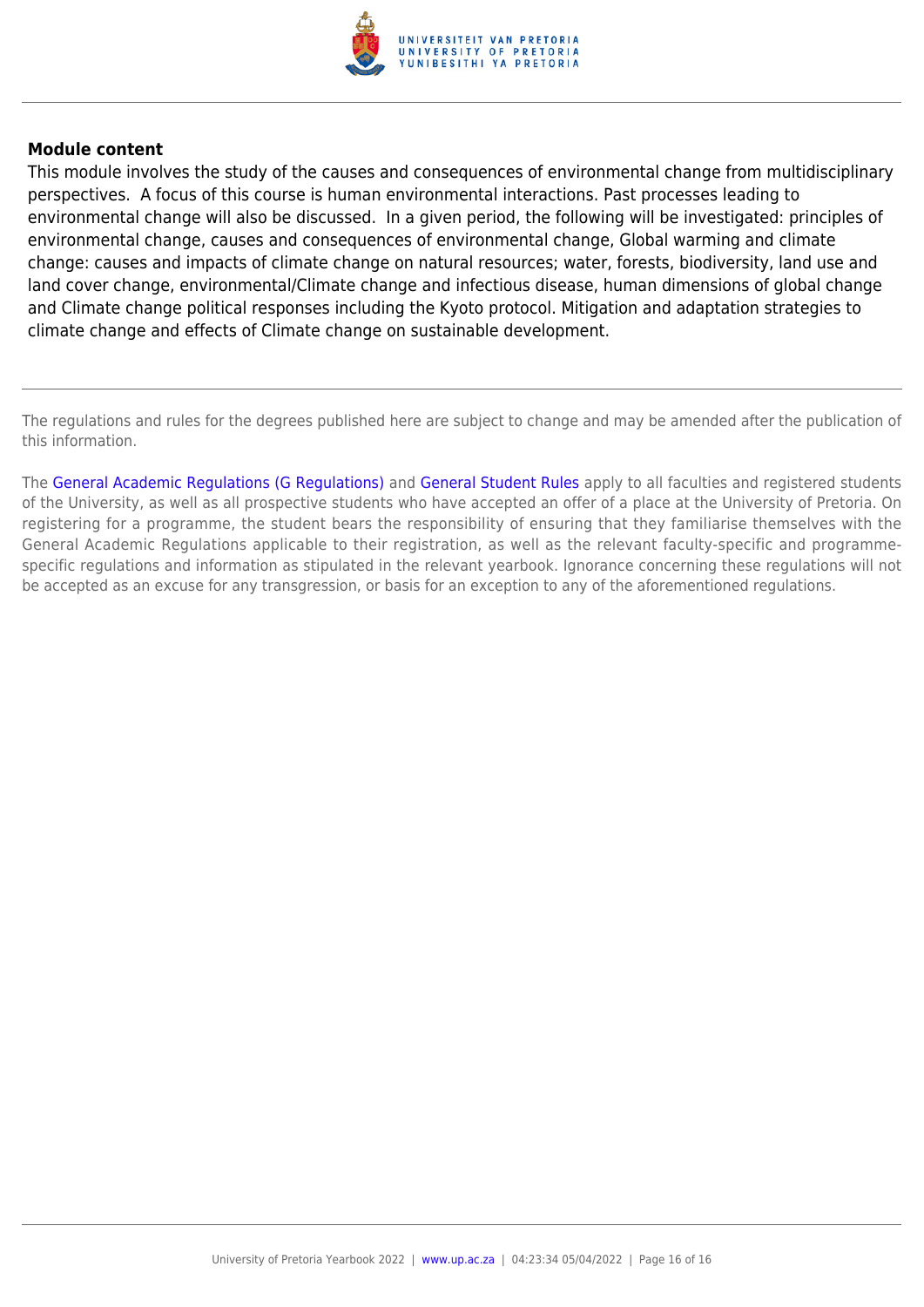**Module content**

This module involves the study of the causes and consequences of environmental change from multidisciplinary perspectives. A focus of this course is human environmental interactions. Past processes leading to environmental change will also be discussed. In a given period, the following will be investigated: principles of environmental change, causes and consequences of environmental change, Global warming and climate change: causes and impacts of climate change on natural resources; water, forests, biodiversity, land use and land cover change, environmental/Climate change and infectious disease, human dimensions of global change and Climate change political responses including the Kyoto protocol. Mitigation and adaptation strategies to climate change and effects of Climate change on sustainable development.

---

The regulations and rules for the degrees published here are subject to change and may be amended after the publication of this information.

The General Academic Regulations (G Regulations) and General Student Rules apply to all faculties and registered students of the University, as well as all prospective students who have accepted an offer of a place at the University of Pretoria. On registering for a programme, the student bears the responsibility of ensuring that they familiarise themselves with the General Academic Regulations applicable to their registration, as well as the relevant faculty-specific and programme-specific regulations and information as stipulated in the relevant yearbook. Ignorance concerning these regulations will not be accepted as an excuse for any transgression, or basis for an exception to any of the aforementioned regulations.